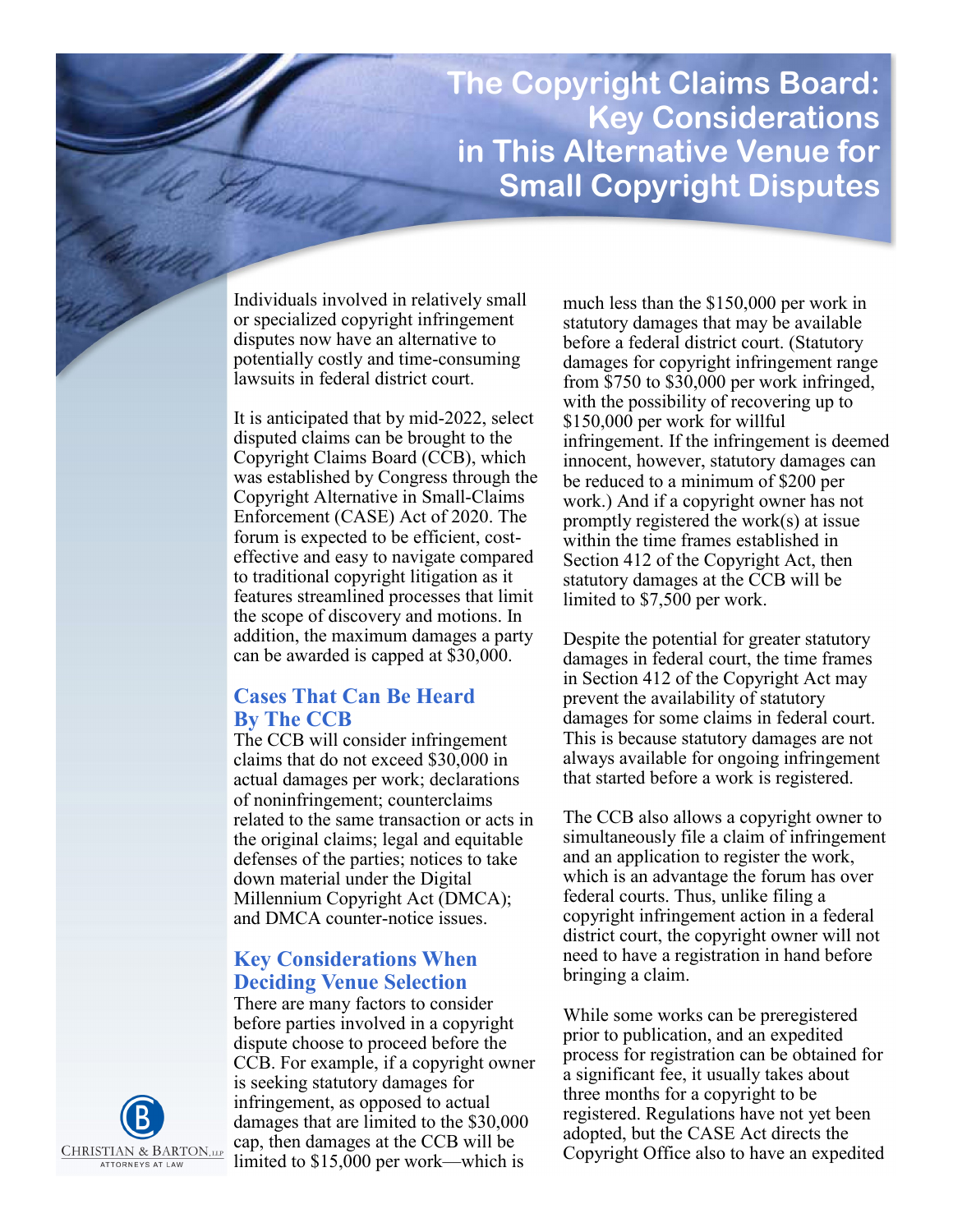# The Copyright Claims Board: Key Considerations in This Alternative Venue for Small Copyright Disputes

Individuals involved in relatively small or specialized copyright infringement disputes now have an alternative to potentially costly and time-consuming lawsuits in federal district court.

It is anticipated that by mid-2022, select disputed claims can be brought to the Copyright Claims Board (CCB), which was established by Congress through the Copyright Alternative in Small-Claims Enforcement (CASE) Act of 2020. The forum is expected to be efficient, cost-effective and easy to navigate compared to traditional copyright litigation as it features streamlined processes that limit the scope of discovery and motions. In addition, the maximum damages a party can be awarded is capped at $30,000.

## Cases That Can Be Heard By The CCB

The CCB will consider infringement claims that do not exceed $30,000 in actual damages per work; declarations of noninfringement; counterclaims related to the same transaction or acts in the original claims; legal and equitable defenses of the parties; notices to take down material under the Digital Millennium Copyright Act (DMCA); and DMCA counter-notice issues.

## Key Considerations When Deciding Venue Selection

There are many factors to consider before parties involved in a copyright dispute choose to proceed before the CCB. For example, if a copyright owner is seeking statutory damages for infringement, as opposed to actual damages that are limited to the $30,000 cap, then damages at the CCB will be limited to $15,000 per work—which is much less than the $150,000 per work in statutory damages that may be available before a federal district court. (Statutory damages for copyright infringement range from $750 to $30,000 per work infringed, with the possibility of recovering up to $150,000 per work for willful infringement. If the infringement is deemed innocent, however, statutory damages can be reduced to a minimum of $200 per work.) And if a copyright owner has not promptly registered the work(s) at issue within the time frames established in Section 412 of the Copyright Act, then statutory damages at the CCB will be limited to $7,500 per work.

Despite the potential for greater statutory damages in federal court, the time frames in Section 412 of the Copyright Act may prevent the availability of statutory damages for some claims in federal court. This is because statutory damages are not always available for ongoing infringement that started before a work is registered.

The CCB also allows a copyright owner to simultaneously file a claim of infringement and an application to register the work, which is an advantage the forum has over federal courts. Thus, unlike filing a copyright infringement action in a federal district court, the copyright owner will not need to have a registration in hand before bringing a claim.

While some works can be preregistered prior to publication, and an expedited process for registration can be obtained for a significant fee, it usually takes about three months for a copyright to be registered. Regulations have not yet been adopted, but the CASE Act directs the Copyright Office also to have an expedited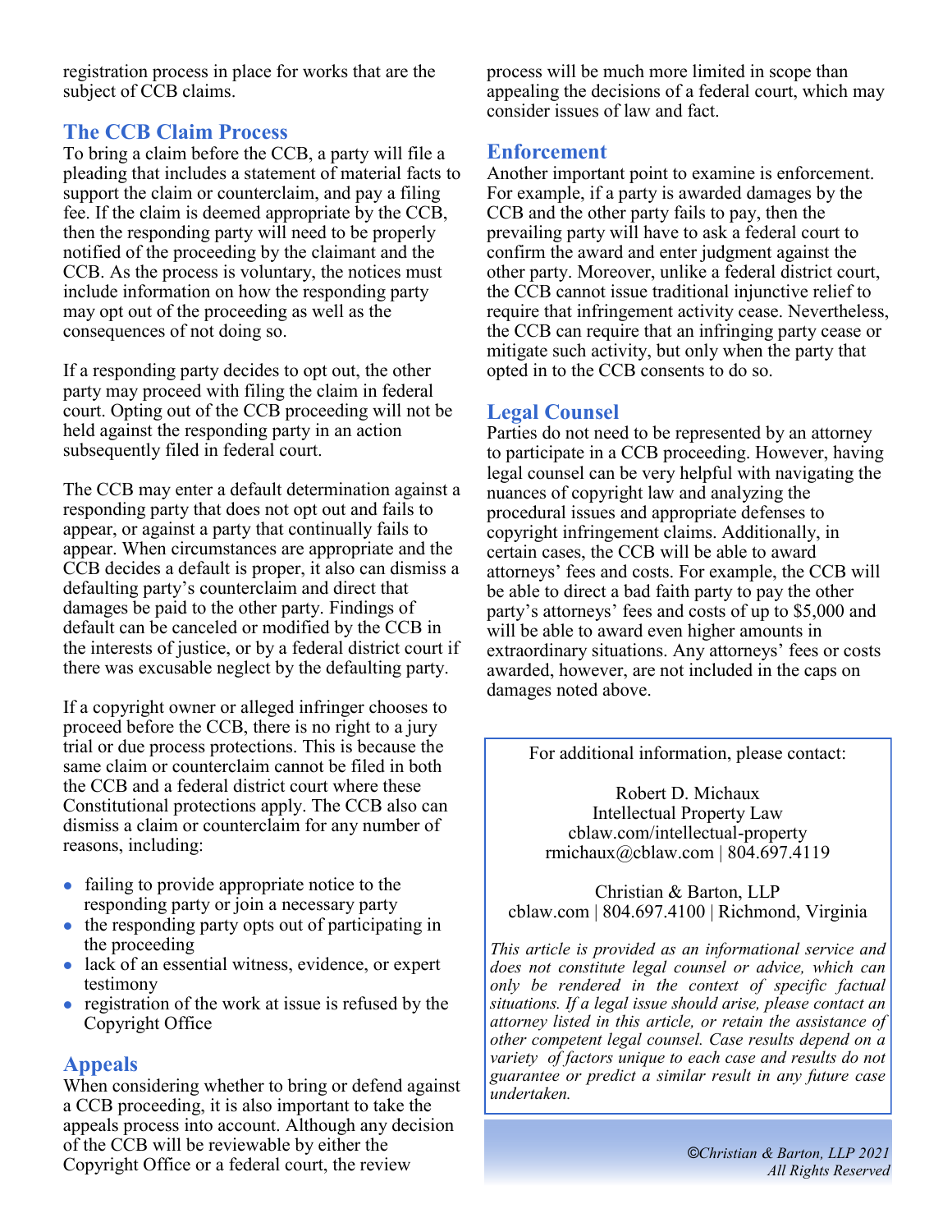registration process in place for works that are the subject of CCB claims.

## The CCB Claim Process

To bring a claim before the CCB, a party will file a pleading that includes a statement of material facts to support the claim or counterclaim, and pay a filing fee. If the claim is deemed appropriate by the CCB, then the responding party will need to be properly notified of the proceeding by the claimant and the CCB. As the process is voluntary, the notices must include information on how the responding party may opt out of the proceeding as well as the consequences of not doing so.

If a responding party decides to opt out, the other party may proceed with filing the claim in federal court. Opting out of the CCB proceeding will not be held against the responding party in an action subsequently filed in federal court.

The CCB may enter a default determination against a responding party that does not opt out and fails to appear, or against a party that continually fails to appear. When circumstances are appropriate and the CCB decides a default is proper, it also can dismiss a defaulting party's counterclaim and direct that damages be paid to the other party. Findings of default can be canceled or modified by the CCB in the interests of justice, or by a federal district court if there was excusable neglect by the defaulting party.

If a copyright owner or alleged infringer chooses to proceed before the CCB, there is no right to a jury trial or due process protections. This is because the same claim or counterclaim cannot be filed in both the CCB and a federal district court where these Constitutional protections apply. The CCB also can dismiss a claim or counterclaim for any number of reasons, including:

- failing to provide appropriate notice to the responding party or join a necessary party
- the responding party opts out of participating in the proceeding
- lack of an essential witness, evidence, or expert testimony
- registration of the work at issue is refused by the Copyright Office

## Appeals

When considering whether to bring or defend against a CCB proceeding, it is also important to take the appeals process into account. Although any decision of the CCB will be reviewable by either the Copyright Office or a federal court, the review process will be much more limited in scope than appealing the decisions of a federal court, which may consider issues of law and fact.

## Enforcement

Another important point to examine is enforcement. For example, if a party is awarded damages by the CCB and the other party fails to pay, then the prevailing party will have to ask a federal court to confirm the award and enter judgment against the other party. Moreover, unlike a federal district court, the CCB cannot issue traditional injunctive relief to require that infringement activity cease. Nevertheless, the CCB can require that an infringing party cease or mitigate such activity, but only when the party that opted in to the CCB consents to do so.

## Legal Counsel

Parties do not need to be represented by an attorney to participate in a CCB proceeding. However, having legal counsel can be very helpful with navigating the nuances of copyright law and analyzing the procedural issues and appropriate defenses to copyright infringement claims. Additionally, in certain cases, the CCB will be able to award attorneys' fees and costs. For example, the CCB will be able to direct a bad faith party to pay the other party's attorneys' fees and costs of up to $5,000 and will be able to award even higher amounts in extraordinary situations. Any attorneys' fees or costs awarded, however, are not included in the caps on damages noted above.

For additional information, please contact:

Robert D. Michaux
Intellectual Property Law
cblaw.com/intellectual-property
rmichaux@cblaw.com | 804.697.4119

Christian & Barton, LLP
cblaw.com | 804.697.4100 | Richmond, Virginia

*This article is provided as an informational service and does not constitute legal counsel or advice, which can only be rendered in the context of specific factual situations. If a legal issue should arise, please contact an attorney listed in this article, or retain the assistance of other competent legal counsel. Case results depend on a variety of factors unique to each case and results do not guarantee or predict a similar result in any future case undertaken.*

*©Christian & Barton, LLP 2021*
*All Rights Reserved*